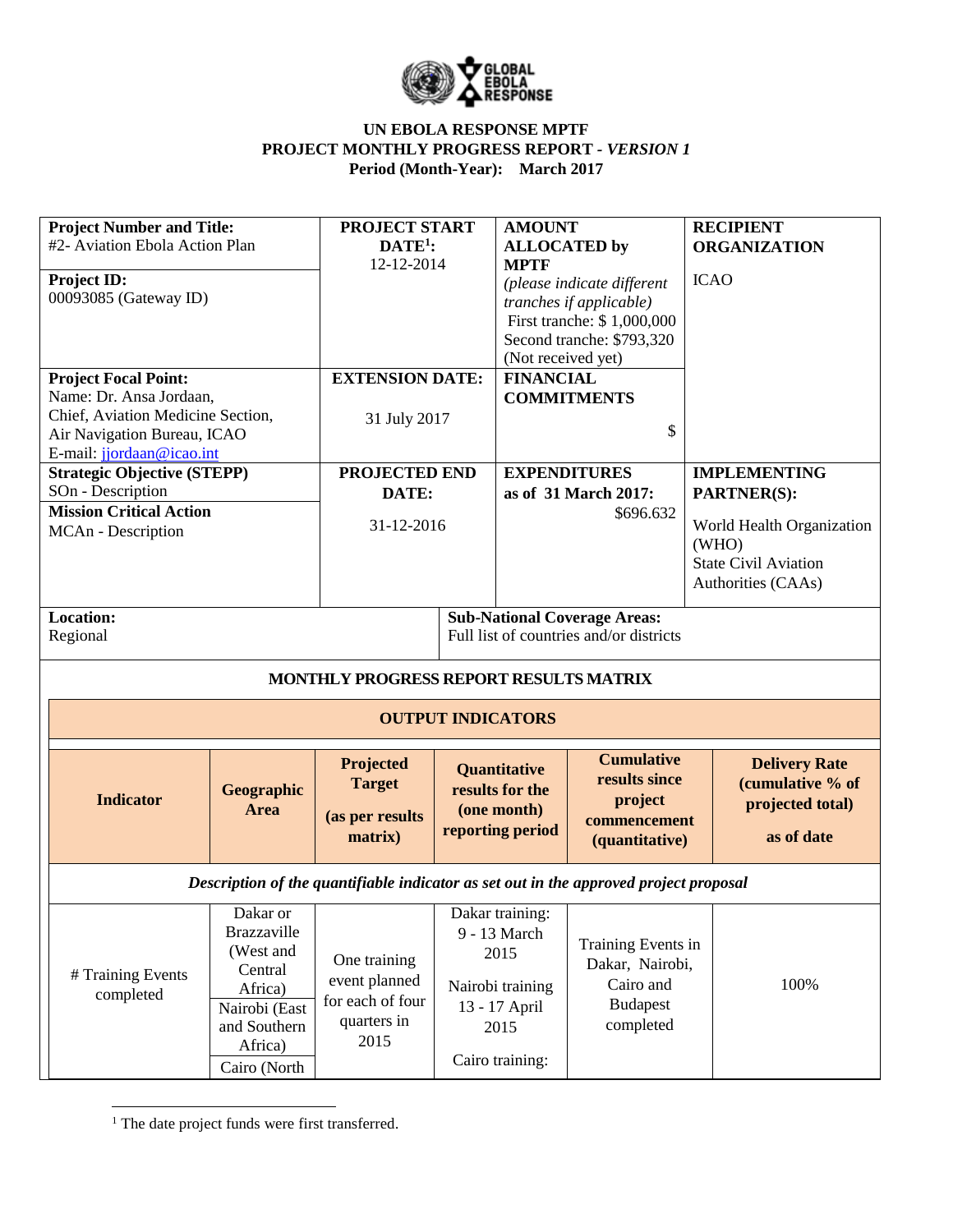**UN EBOLA RESPONSE MPTF**
**PROJECT MONTHLY PROGRESS REPORT - *VERSION 1***
**Period (Month-Year): March 2017**

| **Project Number and Title:** #2- Aviation Ebola Action Plan<br><br>**Project ID:** 00093085 (Gateway ID) | **PROJECT START DATE[1]:** 12-12-2014 | **AMOUNT ALLOCATED by MPTF** *(please indicate different tranches if applicable)* First tranche: $ 1,000,000 Second tranche: $793,320 (Not received yet) | **RECIPIENT ORGANIZATION**<br><br>ICAO |
|---|---|---|---|
| **Project Focal Point:** Name: Dr. Ansa Jordaan, Chief, Aviation Medicine Section, Air Navigation Bureau, ICAO E-mail: jjordaan@icao.int | **EXTENSION DATE:**<br><br>31 July 2017 | **FINANCIAL COMMITMENTS**<br><br>$ | |
| **Strategic Objective (STEPP)** SOn - Description<br><br>**Mission Critical Action** MCAn - Description | **PROJECTED END DATE:**<br><br>31-12-2016 | **EXPENDITURES as of 31 March 2017:** $696.632 | **IMPLEMENTING PARTNER(S):**<br><br>World Health Organization (WHO) State Civil Aviation Authorities (CAAs) |
| **Location:** Regional | | **Sub-National Coverage Areas:** Full list of countries and/or districts | |

**MONTHLY PROGRESS REPORT RESULTS MATRIX**

**OUTPUT INDICATORS**

| **Indicator** | **Geographic Area** | **Projected Target (as per results matrix)** | **Quantitative results for the (one month) reporting period** | **Cumulative results since project commencement (quantitative)** | **Delivery Rate (cumulative % of projected total) as of date** |
|---|---|---|---|---|---|
| *Description of the quantifiable indicator as set out in the approved project proposal* | | | | | |
| # Training Events completed | Dakar or Brazzaville (West and Central Africa)<br>Nairobi (East and Southern Africa)<br>Cairo (North | One training event planned for each of four quarters in 2015 | Dakar training: 9 - 13 March 2015<br><br>Nairobi training 13 - 17 April 2015<br><br>Cairo training: | Training Events in Dakar, Nairobi, Cairo and Budapest completed | 100% |

[1] The date project funds were first transferred.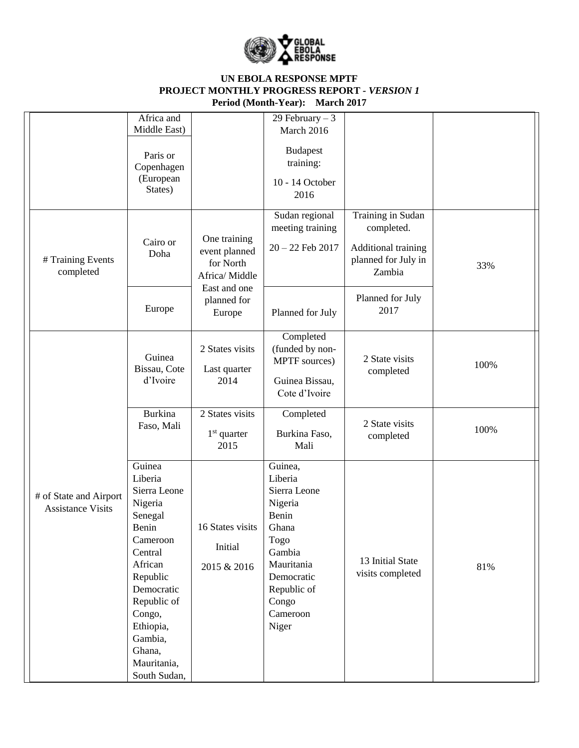**UN EBOLA RESPONSE MPTF**
**PROJECT MONTHLY PROGRESS REPORT -** ***VERSION 1***
**Period (Month-Year): March 2017**

| | | | | | |
|---|---|---|---|---|---|
| | Africa and Middle East)<br><br>Paris or Copenhagen (European States) | | 29 February – 3 March 2016<br><br>Budapest training:<br><br>10 - 14 October 2016 | | |
| # Training Events completed | Cairo or Doha | One training event planned for North Africa/ Middle East and one planned for Europe | Sudan regional meeting training<br><br>20 – 22 Feb 2017 | Training in Sudan completed.<br><br>Additional training planned for July in Zambia | 33% |
| | Europe | | Planned for July | Planned for July 2017 | |
| # of State and Airport Assistance Visits | Guinea Bissau, Cote d'Ivoire | 2 States visits<br><br>Last quarter 2014 | Completed (funded by non-MPTF sources)<br><br>Guinea Bissau, Cote d'Ivoire | 2 State visits completed | 100% |
| | Burkina Faso, Mali | 2 States visits<br><br>1st quarter 2015 | Completed<br><br>Burkina Faso, Mali | 2 State visits completed | 100% |
| | Guinea<br>Liberia<br>Sierra Leone<br>Nigeria<br>Senegal<br>Benin<br>Cameroon<br>Central African Republic<br>Democratic Republic of Congo,<br>Ethiopia,<br>Gambia,<br>Ghana,<br>Mauritania,<br>South Sudan, | 16 States visits<br><br>Initial<br><br>2015 & 2016 | Guinea,<br>Liberia<br>Sierra Leone<br>Nigeria<br>Benin<br>Ghana<br>Togo<br>Gambia<br>Mauritania<br>Democratic Republic of Congo<br>Cameroon<br>Niger | 13 Initial State visits completed | 81% |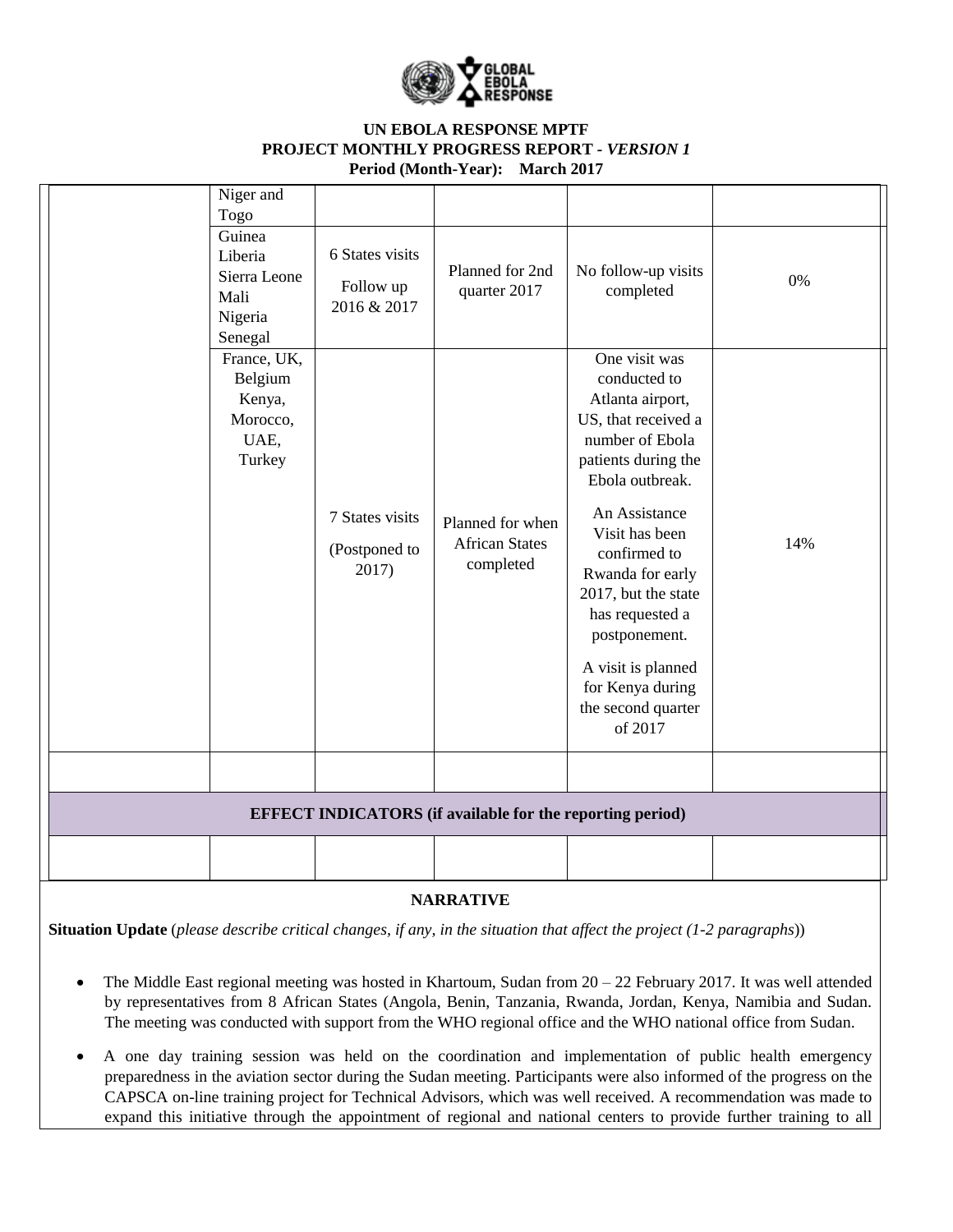**UN EBOLA RESPONSE MPTF**
**PROJECT MONTHLY PROGRESS REPORT - *VERSION 1***
**Period (Month-Year): March 2017**

| | | | | | |
|---|---|---|---|---|---|
| | Niger and Togo | | | | |
| | Guinea Liberia Sierra Leone Mali Nigeria Senegal | 6 States visits Follow up 2016 & 2017 | Planned for 2nd quarter 2017 | No follow-up visits completed | 0% |
| | France, UK, Belgium Kenya, Morocco, UAE, Turkey | 7 States visits (Postponed to 2017) | Planned for when African States completed | One visit was conducted to Atlanta airport, US, that received a number of Ebola patients during the Ebola outbreak. An Assistance Visit has been confirmed to Rwanda for early 2017, but the state has requested a postponement. A visit is planned for Kenya during the second quarter of 2017 | 14% |
| | | | | | |
| **EFFECT INDICATORS (if available for the reporting period)** | | | | | |
| | | | | | |

**NARRATIVE**

**Situation Update** (*please describe critical changes, if any, in the situation that affect the project (1-2 paragraphs)*)

- The Middle East regional meeting was hosted in Khartoum, Sudan from 20 – 22 February 2017. It was well attended by representatives from 8 African States (Angola, Benin, Tanzania, Rwanda, Jordan, Kenya, Namibia and Sudan. The meeting was conducted with support from the WHO regional office and the WHO national office from Sudan.
- A one day training session was held on the coordination and implementation of public health emergency preparedness in the aviation sector during the Sudan meeting. Participants were also informed of the progress on the CAPSCA on-line training project for Technical Advisors, which was well received. A recommendation was made to expand this initiative through the appointment of regional and national centers to provide further training to all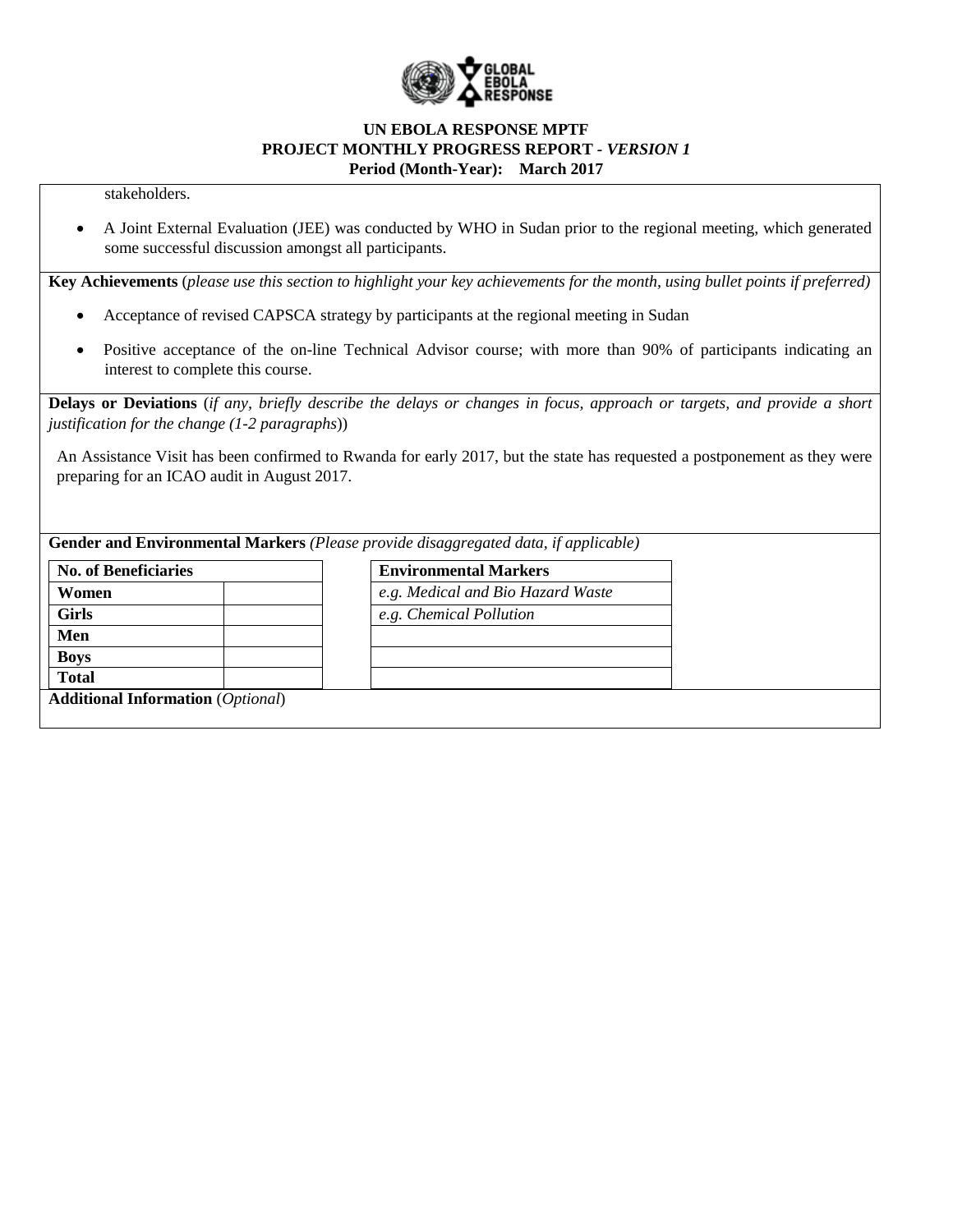stakeholders.

- A Joint External Evaluation (JEE) was conducted by WHO in Sudan prior to the regional meeting, which generated some successful discussion amongst all participants.

**Key Achievements** (*please use this section to highlight your key achievements for the month, using bullet points if preferred)*

- Acceptance of revised CAPSCA strategy by participants at the regional meeting in Sudan
- Positive acceptance of the on-line Technical Advisor course; with more than 90% of participants indicating an interest to complete this course.

**Delays or Deviations** (*if any, briefly describe the delays or changes in focus, approach or targets, and provide a short justification for the change (1-2 paragraphs*))

An Assistance Visit has been confirmed to Rwanda for early 2017, but the state has requested a postponement as they were preparing for an ICAO audit in August 2017.

**Gender and Environmental Markers** *(Please provide disaggregated data, if applicable)*

| No. of Beneficiaries | |
|---|---|
| Women | |
| Girls | |
| Men | |
| Boys | |
| Total | |

| Environmental Markers |
|---|
| *e.g. Medical and Bio Hazard Waste* |
| *e.g. Chemical Pollution* |
| |
| |
| |

**Additional Information** (*Optional*)